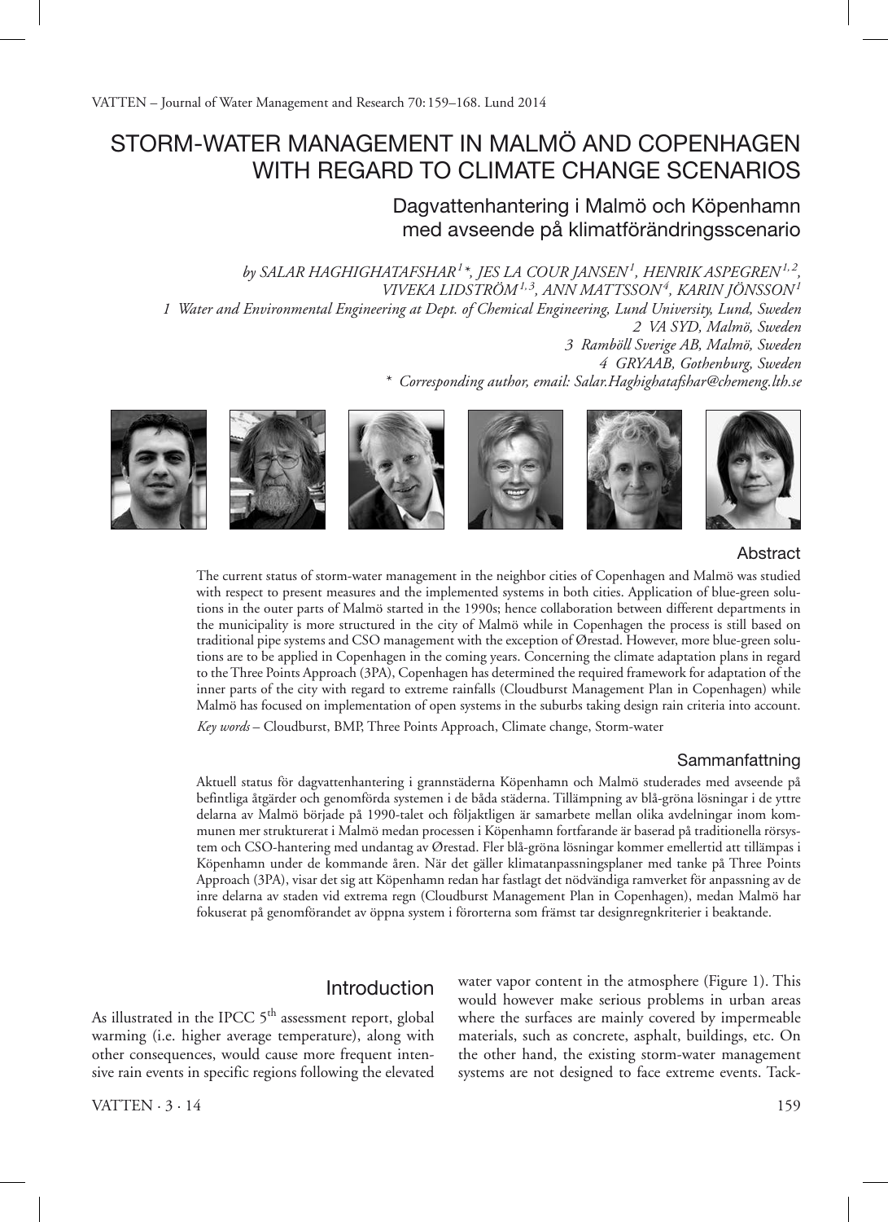# STORM-WATER MANAGEMENT IN MALMÖ AND COPENHAGEN WITH REGARD TO CLIMATE CHANGE SCENARIOS

## Dagvattenhantering i Malmö och Köpenhamn med avseende på klimatförändringsscenario

*by SALAR HAGHIGHATAFSHAR[1]*, JES LA COUR JANSEN[1], HENRIK ASPEGREN[1,2], VIVEKA LIDSTRÖM[1,3], ANN MATTSSON[4], KARIN JÖNSSON[1]*

*1 Water and Environmental Engineering at Dept. of Chemical Engineering, Lund University, Lund, Sweden*
*2 VA SYD, Malmö, Sweden*
*3 Ramböll Sverige AB, Malmö, Sweden*
*4 GRYAAB, Gothenburg, Sweden*
*\* Corresponding author, email: Salar.Haghighatafshar@chemeng.lth.se*

### Abstract

The current status of storm-water management in the neighbor cities of Copenhagen and Malmö was studied with respect to present measures and the implemented systems in both cities. Application of blue-green solutions in the outer parts of Malmö started in the 1990s; hence collaboration between different departments in the municipality is more structured in the city of Malmö while in Copenhagen the process is still based on traditional pipe systems and CSO management with the exception of Ørestad. However, more blue-green solutions are to be applied in Copenhagen in the coming years. Concerning the climate adaptation plans in regard to the Three Points Approach (3PA), Copenhagen has determined the required framework for adaptation of the inner parts of the city with regard to extreme rainfalls (Cloudburst Management Plan in Copenhagen) while Malmö has focused on implementation of open systems in the suburbs taking design rain criteria into account.

*Key words* – Cloudburst, BMP, Three Points Approach, Climate change, Storm-water

### Sammanfattning

Aktuell status för dagvattenhantering i grannstäderna Köpenhamn och Malmö studerades med avseende på befintliga åtgärder och genomförda systemen i de båda städerna. Tillämpning av blå-gröna lösningar i de yttre delarna av Malmö började på 1990-talet och följaktligen är samarbete mellan olika avdelningar inom kommunen mer strukturerat i Malmö medan processen i Köpenhamn fortfarande är baserad på traditionella rörsystem och CSO-hantering med undantag av Ørestad. Fler blå-gröna lösningar kommer emellertid att tillämpas i Köpenhamn under de kommande åren. När det gäller klimatanpassningsplaner med tanke på Three Points Approach (3PA), visar det sig att Köpenhamn redan har fastlagt det nödvändiga ramverket för anpassning av de inre delarna av staden vid extrema regn (Cloudburst Management Plan in Copenhagen), medan Malmö har fokuserat på genomförandet av öppna system i förorterna som främst tar designregnkriterier i beaktande.

## Introduction

As illustrated in the IPCC 5th assessment report, global warming (i.e. higher average temperature), along with other consequences, would cause more frequent intensive rain events in specific regions following the elevated water vapor content in the atmosphere (Figure 1). This would however make serious problems in urban areas where the surfaces are mainly covered by impermeable materials, such as concrete, asphalt, buildings, etc. On the other hand, the existing storm-water management systems are not designed to face extreme events. Tack-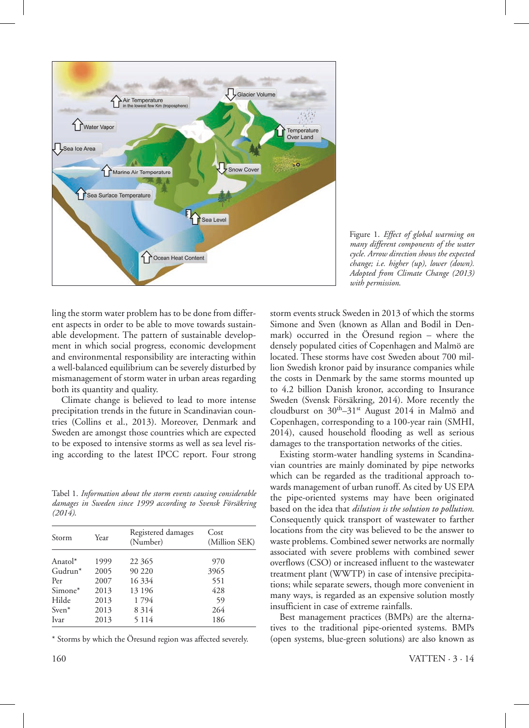Air Temperature
in the lowest few Km (troposphere)

Glacier Volume

Water Vapor

Temperature
Over Land

Sea Ice Area

Marine Air Temperature

Snow Cover

Sea Surface Temperature

Sea Level

Ocean Heat Content

Figure 1. *Effect of global warming on many different components of the water cycle. Arrow direction shows the expected change; i.e. higher (up), lower (down). Adopted from Climate Change (2013) with permission.*

ling the storm water problem has to be done from different aspects in order to be able to move towards sustainable development. The pattern of sustainable development in which social progress, economic development and environmental responsibility are interacting within a well-balanced equilibrium can be severely disturbed by mismanagement of storm water in urban areas regarding both its quantity and quality.

Climate change is believed to lead to more intense precipitation trends in the future in Scandinavian countries (Collins et al., 2013). Moreover, Denmark and Sweden are amongst those countries which are expected to be exposed to intensive storms as well as sea level rising according to the latest IPCC report. Four strong storm events struck Sweden in 2013 of which the storms Simone and Sven (known as Allan and Bodil in Denmark) occurred in the Öresund region – where the densely populated cities of Copenhagen and Malmö are located. These storms have cost Sweden about 700 million Swedish kronor paid by insurance companies while the costs in Denmark by the same storms mounted up to 4.2 billion Danish kronor, according to Insurance Sweden (Svensk Försäkring, 2014). More recently the cloudburst on 30th–31st August 2014 in Malmö and Copenhagen, corresponding to a 100-year rain (SMHI, 2014), caused household flooding as well as serious damages to the transportation networks of the cities.

Tabel 1. *Information about the storm events causing considerable damages in Sweden since 1999 according to Svensk Försäkring (2014).*

| Storm | Year | Registered damages (Number) | Cost (Million SEK) |
|---|---|---|---|
| Anatol* | 1999 | 22 365 | 970 |
| Gudrun* | 2005 | 90 220 | 3965 |
| Per | 2007 | 16 334 | 551 |
| Simone* | 2013 | 13 196 | 428 |
| Hilde | 2013 | 1 794 | 59 |
| Sven* | 2013 | 8 314 | 264 |
| Ivar | 2013 | 5 114 | 186 |

\* Storms by which the Öresund region was affected severely.

Existing storm-water handling systems in Scandinavian countries are mainly dominated by pipe networks which can be regarded as the traditional approach towards management of urban runoff. As cited by US EPA the pipe-oriented systems may have been originated based on the idea that *dilution is the solution to pollution*. Consequently quick transport of wastewater to farther locations from the city was believed to be the answer to waste problems. Combined sewer networks are normally associated with severe problems with combined sewer overflows (CSO) or increased influent to the wastewater treatment plant (WWTP) in case of intensive precipitations; while separate sewers, though more convenient in many ways, is regarded as an expensive solution mostly insufficient in case of extreme rainfalls.

Best management practices (BMPs) are the alternatives to the traditional pipe-oriented systems. BMPs (open systems, blue-green solutions) are also known as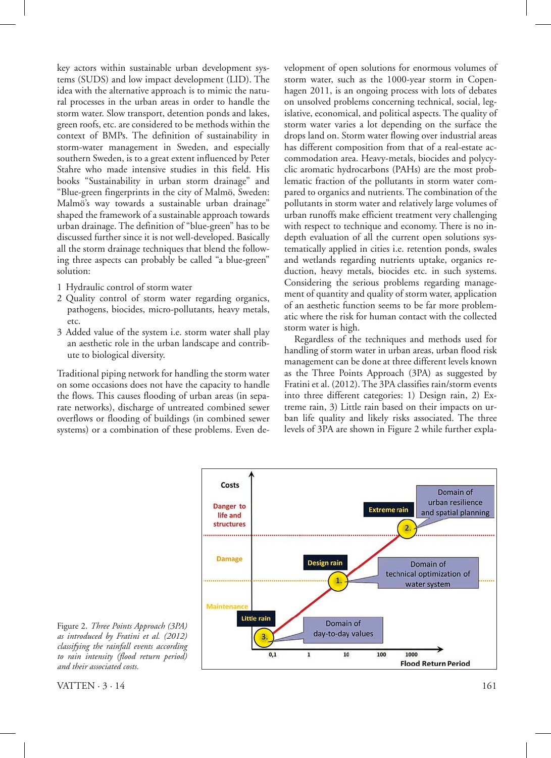key actors within sustainable urban development systems (SUDS) and low impact development (LID). The idea with the alternative approach is to mimic the natural processes in the urban areas in order to handle the storm water. Slow transport, detention ponds and lakes, green roofs, etc. are considered to be methods within the context of BMPs. The definition of sustainability in storm-water management in Sweden, and especially southern Sweden, is to a great extent influenced by Peter Stahre who made intensive studies in this field. His books "Sustainability in urban storm drainage" and "Blue-green fingerprints in the city of Malmö, Sweden: Malmö's way towards a sustainable urban drainage" shaped the framework of a sustainable approach towards urban drainage. The definition of "blue-green" has to be discussed further since it is not well-developed. Basically all the storm drainage techniques that blend the following three aspects can probably be called "a blue-green" solution:

1 Hydraulic control of storm water
2 Quality control of storm water regarding organics, pathogens, biocides, micro-pollutants, heavy metals, etc.
3 Added value of the system i.e. storm water shall play an aesthetic role in the urban landscape and contribute to biological diversity.

Traditional piping network for handling the storm water on some occasions does not have the capacity to handle the flows. This causes flooding of urban areas (in separate networks), discharge of untreated combined sewer overflows or flooding of buildings (in combined sewer systems) or a combination of these problems. Even development of open solutions for enormous volumes of storm water, such as the 1000-year storm in Copenhagen 2011, is an ongoing process with lots of debates on unsolved problems concerning technical, social, legislative, economical, and political aspects. The quality of storm water varies a lot depending on the surface the drops land on. Storm water flowing over industrial areas has different composition from that of a real-estate accommodation area. Heavy-metals, biocides and polycyclic aromatic hydrocarbons (PAHs) are the most problematic fraction of the pollutants in storm water compared to organics and nutrients. The combination of the pollutants in storm water and relatively large volumes of urban runoffs make efficient treatment very challenging with respect to technique and economy. There is no in-depth evaluation of all the current open solutions systematically applied in cities i.e. retention ponds, swales and wetlands regarding nutrients uptake, organics reduction, heavy metals, biocides etc. in such systems. Considering the serious problems regarding management of quantity and quality of storm water, application of an aesthetic function seems to be far more problematic where the risk for human contact with the collected storm water is high.

Regardless of the techniques and methods used for handling of storm water in urban areas, urban flood risk management can be done at three different levels known as the Three Points Approach (3PA) as suggested by Fratini et al. (2012). The 3PA classifies rain/storm events into three different categories: 1) Design rain, 2) Extreme rain, 3) Little rain based on their impacts on urban life quality and likely risks associated. The three levels of 3PA are shown in Figure 2 while further expla-

Costs
Danger to life and structures
Damage
Maintenance
Extreme rain
Domain of urban resilience and spatial planning
2.
Design rain
1.
Domain of technical optimization of water system
Little rain
3.
Domain of day-to-day values
0,1
1
10
100
1000
Flood Return Period

Figure 2. *Three Points Approach (3PA) as introduced by Fratini et al. (2012) classifying the rainfall events according to rain intensity (flood return period) and their associated costs.*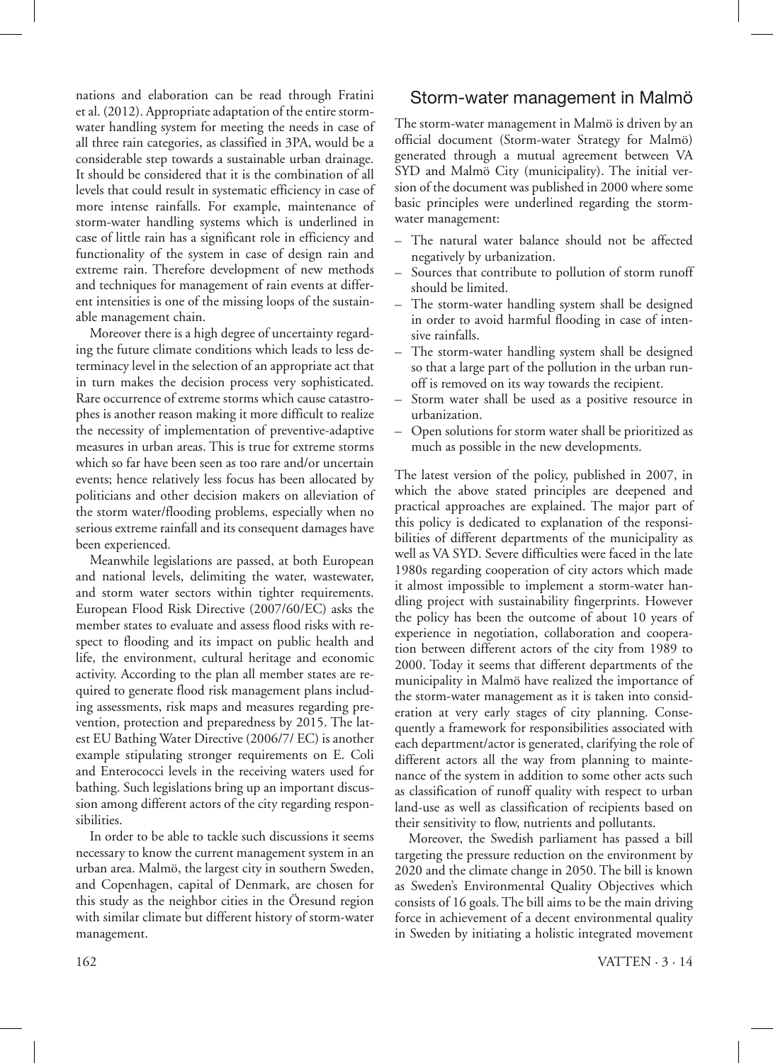nations and elaboration can be read through Fratini et al. (2012). Appropriate adaptation of the entire storm-water handling system for meeting the needs in case of all three rain categories, as classified in 3PA, would be a considerable step towards a sustainable urban drainage. It should be considered that it is the combination of all levels that could result in systematic efficiency in case of more intense rainfalls. For example, maintenance of storm-water handling systems which is underlined in case of little rain has a significant role in efficiency and functionality of the system in case of design rain and extreme rain. Therefore development of new methods and techniques for management of rain events at different intensities is one of the missing loops of the sustainable management chain.

Moreover there is a high degree of uncertainty regarding the future climate conditions which leads to less determinacy level in the selection of an appropriate act that in turn makes the decision process very sophisticated. Rare occurrence of extreme storms which cause catastrophes is another reason making it more difficult to realize the necessity of implementation of preventive-adaptive measures in urban areas. This is true for extreme storms which so far have been seen as too rare and/or uncertain events; hence relatively less focus has been allocated by politicians and other decision makers on alleviation of the storm water/flooding problems, especially when no serious extreme rainfall and its consequent damages have been experienced.

Meanwhile legislations are passed, at both European and national levels, delimiting the water, wastewater, and storm water sectors within tighter requirements. European Flood Risk Directive (2007/60/EC) asks the member states to evaluate and assess flood risks with respect to flooding and its impact on public health and life, the environment, cultural heritage and economic activity. According to the plan all member states are required to generate flood risk management plans including assessments, risk maps and measures regarding prevention, protection and preparedness by 2015. The latest EU Bathing Water Directive (2006/7/ EC) is another example stipulating stronger requirements on E. Coli and Enterococci levels in the receiving waters used for bathing. Such legislations bring up an important discussion among different actors of the city regarding responsibilities.

In order to be able to tackle such discussions it seems necessary to know the current management system in an urban area. Malmö, the largest city in southern Sweden, and Copenhagen, capital of Denmark, are chosen for this study as the neighbor cities in the Öresund region with similar climate but different history of storm-water management.

## Storm-water management in Malmö

The storm-water management in Malmö is driven by an official document (Storm-water Strategy for Malmö) generated through a mutual agreement between VA SYD and Malmö City (municipality). The initial version of the document was published in 2000 where some basic principles were underlined regarding the storm-water management:

- The natural water balance should not be affected negatively by urbanization.
- Sources that contribute to pollution of storm runoff should be limited.
- The storm-water handling system shall be designed in order to avoid harmful flooding in case of intensive rainfalls.
- The storm-water handling system shall be designed so that a large part of the pollution in the urban runoff is removed on its way towards the recipient.
- Storm water shall be used as a positive resource in urbanization.
- Open solutions for storm water shall be prioritized as much as possible in the new developments.

The latest version of the policy, published in 2007, in which the above stated principles are deepened and practical approaches are explained. The major part of this policy is dedicated to explanation of the responsibilities of different departments of the municipality as well as VA SYD. Severe difficulties were faced in the late 1980s regarding cooperation of city actors which made it almost impossible to implement a storm-water handling project with sustainability fingerprints. However the policy has been the outcome of about 10 years of experience in negotiation, collaboration and cooperation between different actors of the city from 1989 to 2000. Today it seems that different departments of the municipality in Malmö have realized the importance of the storm-water management as it is taken into consideration at very early stages of city planning. Consequently a framework for responsibilities associated with each department/actor is generated, clarifying the role of different actors all the way from planning to maintenance of the system in addition to some other acts such as classification of runoff quality with respect to urban land-use as well as classification of recipients based on their sensitivity to flow, nutrients and pollutants.

Moreover, the Swedish parliament has passed a bill targeting the pressure reduction on the environment by 2020 and the climate change in 2050. The bill is known as Sweden's Environmental Quality Objectives which consists of 16 goals. The bill aims to be the main driving force in achievement of a decent environmental quality in Sweden by initiating a holistic integrated movement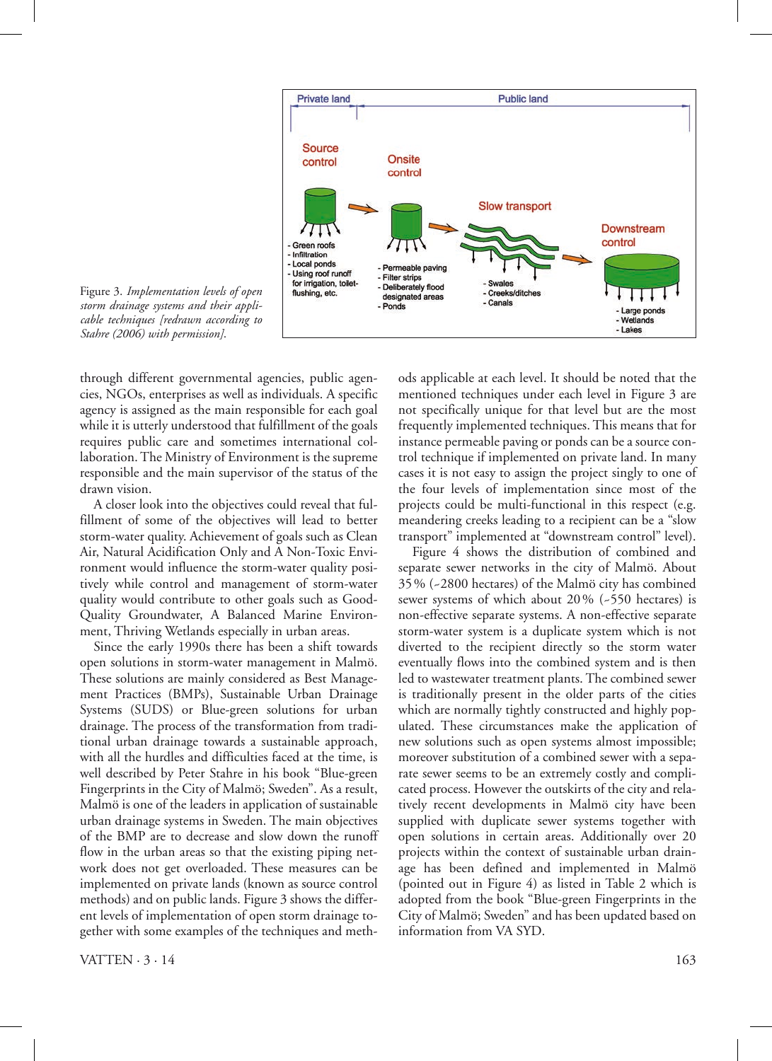Private land

Public land

Source control

- Green roofs
- Infiltration
- Local ponds
- Using roof runoff for irrigation, toilet-flushing, etc.

Onsite control

- Permeable paving
- Filter strips
- Deliberately flood designated areas
- Ponds

Slow transport

- Swales
- Creeks/ditches
- Canals

Downstream control

- Large ponds
- Wetlands
- Lakes

Figure 3. *Implementation levels of open storm drainage systems and their applicable techniques [redrawn according to Stahre (2006) with permission].*

through different governmental agencies, public agencies, NGOs, enterprises as well as individuals. A specific agency is assigned as the main responsible for each goal while it is utterly understood that fulfillment of the goals requires public care and sometimes international collaboration. The Ministry of Environment is the supreme responsible and the main supervisor of the status of the drawn vision.

A closer look into the objectives could reveal that fulfillment of some of the objectives will lead to better storm-water quality. Achievement of goals such as Clean Air, Natural Acidification Only and A Non-Toxic Environment would influence the storm-water quality positively while control and management of storm-water quality would contribute to other goals such as Good-Quality Groundwater, A Balanced Marine Environment, Thriving Wetlands especially in urban areas.

Since the early 1990s there has been a shift towards open solutions in storm-water management in Malmö. These solutions are mainly considered as Best Management Practices (BMPs), Sustainable Urban Drainage Systems (SUDS) or Blue-green solutions for urban drainage. The process of the transformation from traditional urban drainage towards a sustainable approach, with all the hurdles and difficulties faced at the time, is well described by Peter Stahre in his book "Blue-green Fingerprints in the City of Malmö; Sweden". As a result, Malmö is one of the leaders in application of sustainable urban drainage systems in Sweden. The main objectives of the BMP are to decrease and slow down the runoff flow in the urban areas so that the existing piping network does not get overloaded. These measures can be implemented on private lands (known as source control methods) and on public lands. Figure 3 shows the different levels of implementation of open storm drainage together with some examples of the techniques and methods applicable at each level. It should be noted that the mentioned techniques under each level in Figure 3 are not specifically unique for that level but are the most frequently implemented techniques. This means that for instance permeable paving or ponds can be a source control technique if implemented on private land. In many cases it is not easy to assign the project singly to one of the four levels of implementation since most of the projects could be multi-functional in this respect (e.g. meandering creeks leading to a recipient can be a "slow transport" implemented at "downstream control" level).

Figure 4 shows the distribution of combined and separate sewer networks in the city of Malmö. About 35 % (~2800 hectares) of the Malmö city has combined sewer systems of which about 20 % (~550 hectares) is non-effective separate systems. A non-effective separate storm-water system is a duplicate system which is not diverted to the recipient directly so the storm water eventually flows into the combined system and is then led to wastewater treatment plants. The combined sewer is traditionally present in the older parts of the cities which are normally tightly constructed and highly populated. These circumstances make the application of new solutions such as open systems almost impossible; moreover substitution of a combined sewer with a separate sewer seems to be an extremely costly and complicated process. However the outskirts of the city and relatively recent developments in Malmö city have been supplied with duplicate sewer systems together with open solutions in certain areas. Additionally over 20 projects within the context of sustainable urban drainage has been defined and implemented in Malmö (pointed out in Figure 4) as listed in Table 2 which is adopted from the book "Blue-green Fingerprints in the City of Malmö; Sweden" and has been updated based on information from VA SYD.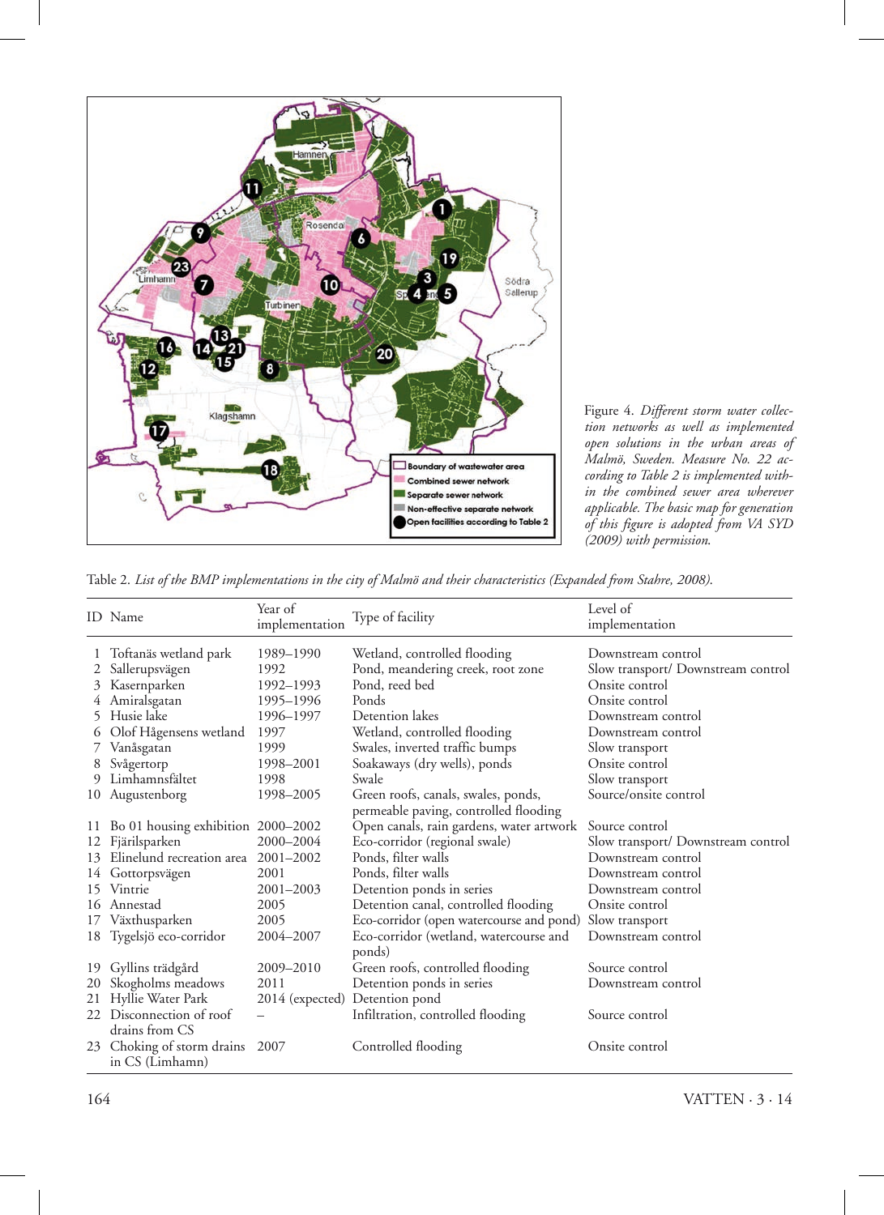Hamnen
Rosenda
Limhamn
Turbinen
Spånen
Södra Sallerup
Klagshamn
11 1 6 19 9 23 7 10 3 4 5 13 16 14 21 20 15 12 8 17 18

Boundary of wastewater area
Combined sewer network
Separate sewer network
Non-effective separate network
Open facilities according to Table 2

Figure 4. *Different storm water collection networks as well as implemented open solutions in the urban areas of Malmö, Sweden. Measure No. 22 according to Table 2 is implemented within the combined sewer area wherever applicable. The basic map for generation of this figure is adopted from VA SYD (2009) with permission.*

Table 2. *List of the BMP implementations in the city of Malmö and their characteristics (Expanded from Stahre, 2008).*

| ID | Name | Year of implementation | Type of facility | Level of implementation |
|---|---|---|---|---|
| 1 | Toftanäs wetland park | 1989–1990 | Wetland, controlled flooding | Downstream control |
| 2 | Sallerupsvägen | 1992 | Pond, meandering creek, root zone | Slow transport/ Downstream control |
| 3 | Kasernparken | 1992–1993 | Pond, reed bed | Onsite control |
| 4 | Amiralsgatan | 1995–1996 | Ponds | Onsite control |
| 5 | Husie lake | 1996–1997 | Detention lakes | Downstream control |
| 6 | Olof Hågensens wetland | 1997 | Wetland, controlled flooding | Downstream control |
| 7 | Vanåsgatan | 1999 | Swales, inverted traffic bumps | Slow transport |
| 8 | Svågertorp | 1998–2001 | Soakaways (dry wells), ponds | Onsite control |
| 9 | Limhamnsfältet | 1998 | Swale | Slow transport |
| 10 | Augustenborg | 1998–2005 | Green roofs, canals, swales, ponds, permeable paving, controlled flooding | Source/onsite control |
| 11 | Bo 01 housing exhibition | 2000–2002 | Open canals, rain gardens, water artwork | Source control |
| 12 | Fjärilsparken | 2000–2004 | Eco-corridor (regional swale) | Slow transport/ Downstream control |
| 13 | Elinelund recreation area | 2001–2002 | Ponds, filter walls | Downstream control |
| 14 | Gottorpsvägen | 2001 | Ponds, filter walls | Downstream control |
| 15 | Vintrie | 2001–2003 | Detention ponds in series | Downstream control |
| 16 | Annestad | 2005 | Detention canal, controlled flooding | Onsite control |
| 17 | Växthusparken | 2005 | Eco-corridor (open watercourse and pond) | Slow transport |
| 18 | Tygelsjö eco-corridor | 2004–2007 | Eco-corridor (wetland, watercourse and ponds) | Downstream control |
| 19 | Gyllins trädgård | 2009–2010 | Green roofs, controlled flooding | Source control |
| 20 | Skogholms meadows | 2011 | Detention ponds in series | Downstream control |
| 21 | Hyllie Water Park | 2014 (expected) | Detention pond | |
| 22 | Disconnection of roof drains from CS | – | Infiltration, controlled flooding | Source control |
| 23 | Choking of storm drains in CS (Limhamn) | 2007 | Controlled flooding | Onsite control |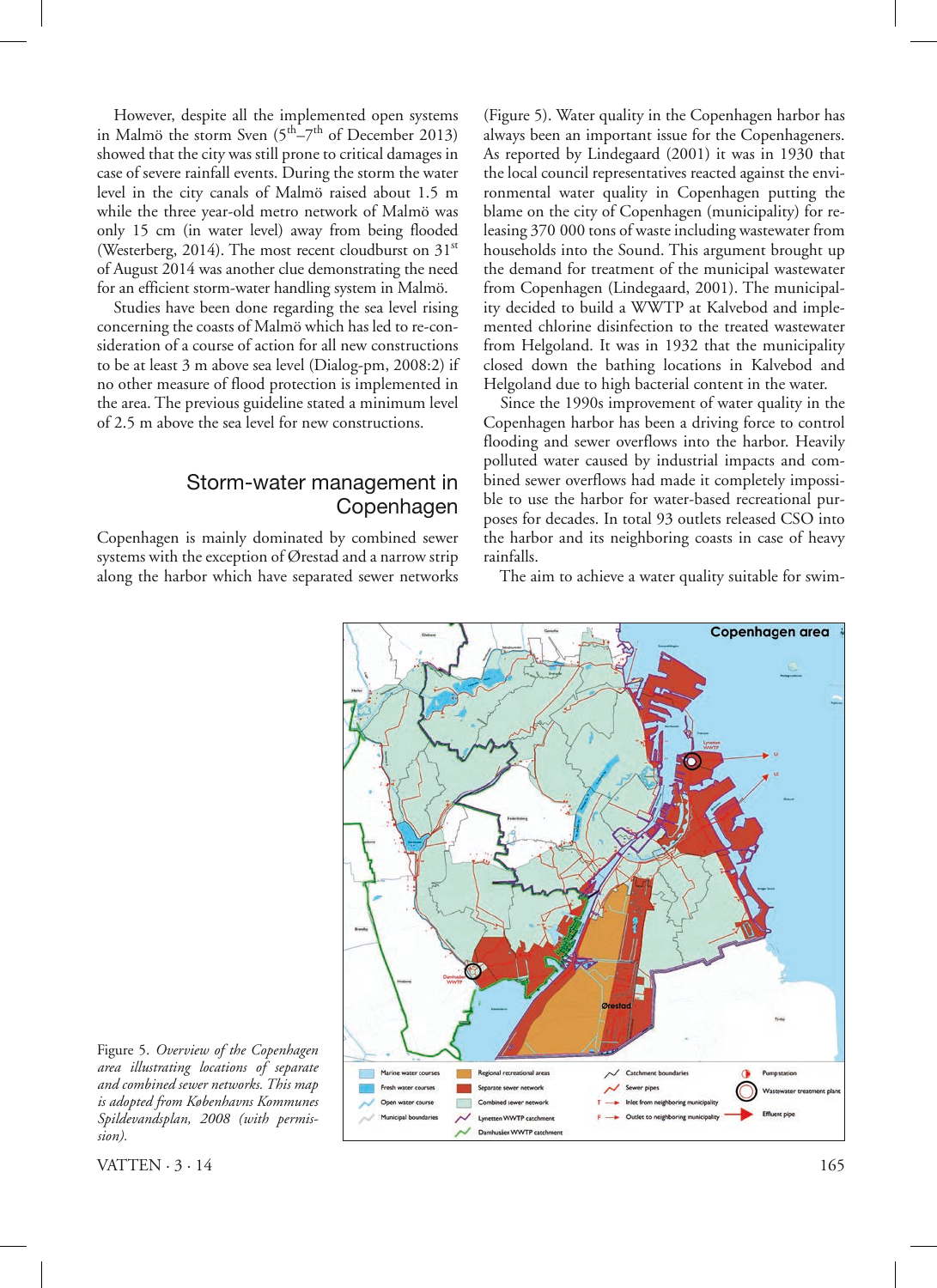However, despite all the implemented open systems in Malmö the storm Sven (5th–7th of December 2013) showed that the city was still prone to critical damages in case of severe rainfall events. During the storm the water level in the city canals of Malmö raised about 1.5 m while the three year-old metro network of Malmö was only 15 cm (in water level) away from being flooded (Westerberg, 2014). The most recent cloudburst on 31st of August 2014 was another clue demonstrating the need for an efficient storm-water handling system in Malmö.

Studies have been done regarding the sea level rising concerning the coasts of Malmö which has led to re-consideration of a course of action for all new constructions to be at least 3 m above sea level (Dialog-pm, 2008:2) if no other measure of flood protection is implemented in the area. The previous guideline stated a minimum level of 2.5 m above the sea level for new constructions.

## Storm-water management in Copenhagen

Copenhagen is mainly dominated by combined sewer systems with the exception of Ørestad and a narrow strip along the harbor which have separated sewer networks (Figure 5). Water quality in the Copenhagen harbor has always been an important issue for the Copenhageners. As reported by Lindegaard (2001) it was in 1930 that the local council representatives reacted against the environmental water quality in Copenhagen putting the blame on the city of Copenhagen (municipality) for releasing 370 000 tons of waste including wastewater from households into the Sound. This argument brought up the demand for treatment of the municipal wastewater from Copenhagen (Lindegaard, 2001). The municipality decided to build a WWTP at Kalvebod and implemented chlorine disinfection to the treated wastewater from Helgoland. It was in 1932 that the municipality closed down the bathing locations in Kalvebod and Helgoland due to high bacterial content in the water.

Since the 1990s improvement of water quality in the Copenhagen harbor has been a driving force to control flooding and sewer overflows into the harbor. Heavily polluted water caused by industrial impacts and combined sewer overflows had made it completely impossible to use the harbor for water-based recreational purposes for decades. In total 93 outlets released CSO into the harbor and its neighboring coasts in case of heavy rainfalls.

The aim to achieve a water quality suitable for swim-

Copenhagen area

Lynetten WWTP

Damhusåen WWTP

Ørestad

Marine water courses
Fresh water courses
Open water course
Municipal boundaries
Regional recreational areas
Separate sewer network
Combined sewer network
Lynetten WWTP catchment
Damhusåen WWTP catchment
Catchment boundaries
Sewer pipes
Inlet from neighboring municipality
Outlet to neighboring municipality
Pumpstation
Wastewater treatment plant
Effluent pipe

Figure 5. *Overview of the Copenhagen area illustrating locations of separate and combined sewer networks. This map is adopted from Københavns Kommunes Spildevandsplan, 2008 (with permission).*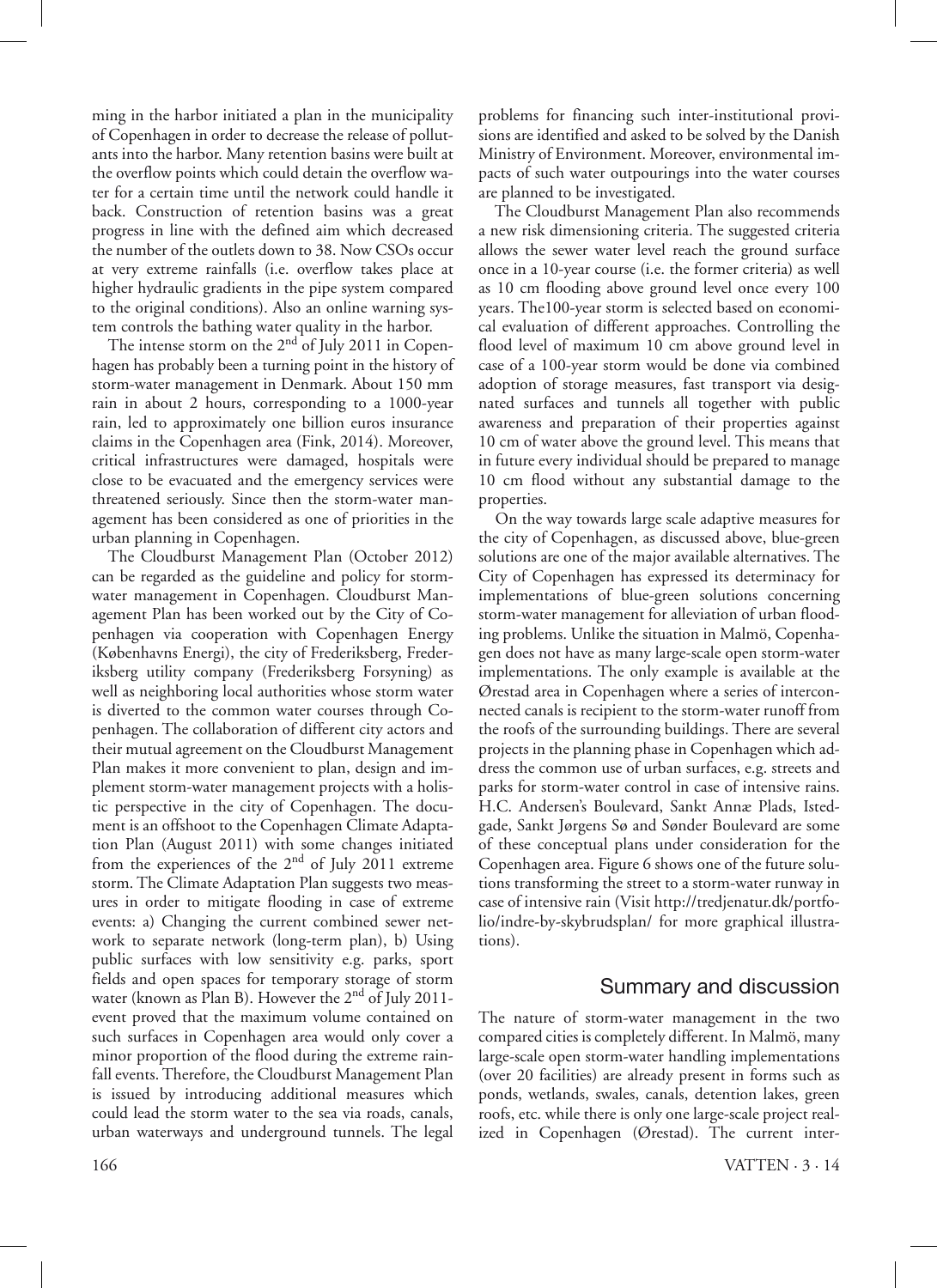ming in the harbor initiated a plan in the municipality of Copenhagen in order to decrease the release of pollutants into the harbor. Many retention basins were built at the overflow points which could detain the overflow water for a certain time until the network could handle it back. Construction of retention basins was a great progress in line with the defined aim which decreased the number of the outlets down to 38. Now CSOs occur at very extreme rainfalls (i.e. overflow takes place at higher hydraulic gradients in the pipe system compared to the original conditions). Also an online warning system controls the bathing water quality in the harbor.

The intense storm on the 2nd of July 2011 in Copenhagen has probably been a turning point in the history of storm-water management in Denmark. About 150 mm rain in about 2 hours, corresponding to a 1000-year rain, led to approximately one billion euros insurance claims in the Copenhagen area (Fink, 2014). Moreover, critical infrastructures were damaged, hospitals were close to be evacuated and the emergency services were threatened seriously. Since then the storm-water management has been considered as one of priorities in the urban planning in Copenhagen.

The Cloudburst Management Plan (October 2012) can be regarded as the guideline and policy for storm-water management in Copenhagen. Cloudburst Management Plan has been worked out by the City of Copenhagen via cooperation with Copenhagen Energy (Københavns Energi), the city of Frederiksberg, Frederiksberg utility company (Frederiksberg Forsyning) as well as neighboring local authorities whose storm water is diverted to the common water courses through Copenhagen. The collaboration of different city actors and their mutual agreement on the Cloudburst Management Plan makes it more convenient to plan, design and implement storm-water management projects with a holistic perspective in the city of Copenhagen. The document is an offshoot to the Copenhagen Climate Adaptation Plan (August 2011) with some changes initiated from the experiences of the 2nd of July 2011 extreme storm. The Climate Adaptation Plan suggests two measures in order to mitigate flooding in case of extreme events: a) Changing the current combined sewer network to separate network (long-term plan), b) Using public surfaces with low sensitivity e.g. parks, sport fields and open spaces for temporary storage of storm water (known as Plan B). However the 2nd of July 2011-event proved that the maximum volume contained on such surfaces in Copenhagen area would only cover a minor proportion of the flood during the extreme rainfall events. Therefore, the Cloudburst Management Plan is issued by introducing additional measures which could lead the storm water to the sea via roads, canals, urban waterways and underground tunnels. The legal problems for financing such inter-institutional provisions are identified and asked to be solved by the Danish Ministry of Environment. Moreover, environmental impacts of such water outpourings into the water courses are planned to be investigated.

The Cloudburst Management Plan also recommends a new risk dimensioning criteria. The suggested criteria allows the sewer water level reach the ground surface once in a 10-year course (i.e. the former criteria) as well as 10 cm flooding above ground level once every 100 years. The100-year storm is selected based on economical evaluation of different approaches. Controlling the flood level of maximum 10 cm above ground level in case of a 100-year storm would be done via combined adoption of storage measures, fast transport via designated surfaces and tunnels all together with public awareness and preparation of their properties against 10 cm of water above the ground level. This means that in future every individual should be prepared to manage 10 cm flood without any substantial damage to the properties.

On the way towards large scale adaptive measures for the city of Copenhagen, as discussed above, blue-green solutions are one of the major available alternatives. The City of Copenhagen has expressed its determinacy for implementations of blue-green solutions concerning storm-water management for alleviation of urban flooding problems. Unlike the situation in Malmö, Copenhagen does not have as many large-scale open storm-water implementations. The only example is available at the Ørestad area in Copenhagen where a series of interconnected canals is recipient to the storm-water runoff from the roofs of the surrounding buildings. There are several projects in the planning phase in Copenhagen which address the common use of urban surfaces, e.g. streets and parks for storm-water control in case of intensive rains. H.C. Andersen's Boulevard, Sankt Annæ Plads, Istedgade, Sankt Jørgens Sø and Sønder Boulevard are some of these conceptual plans under consideration for the Copenhagen area. Figure 6 shows one of the future solutions transforming the street to a storm-water runway in case of intensive rain (Visit http://tredjenatur.dk/portfolio/indre-by-skybrudsplan/ for more graphical illustrations).

## Summary and discussion

The nature of storm-water management in the two compared cities is completely different. In Malmö, many large-scale open storm-water handling implementations (over 20 facilities) are already present in forms such as ponds, wetlands, swales, canals, detention lakes, green roofs, etc. while there is only one large-scale project realized in Copenhagen (Ørestad). The current inter-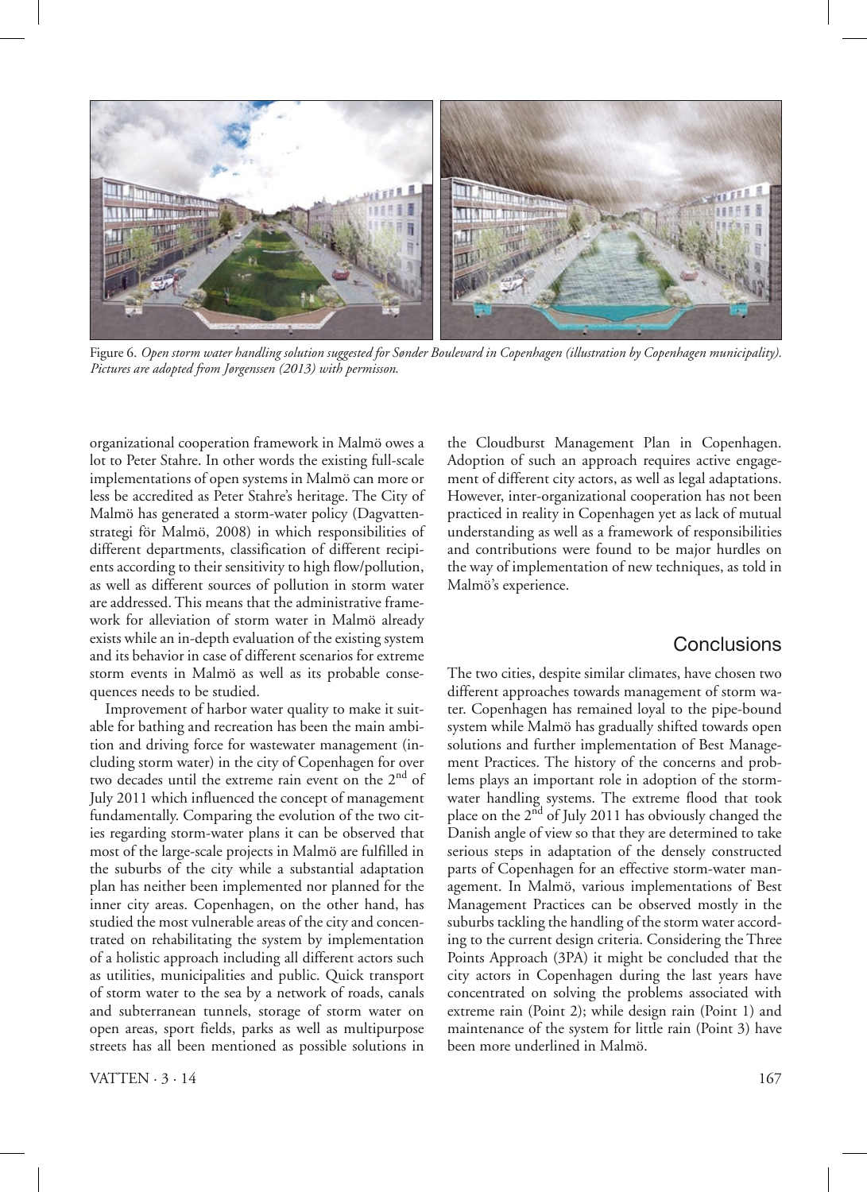Figure 6. *Open storm water handling solution suggested for Sønder Boulevard in Copenhagen (illustration by Copenhagen municipality). Pictures are adopted from Jørgenssen (2013) with permisson.*

organizational cooperation framework in Malmö owes a lot to Peter Stahre. In other words the existing full-scale implementations of open systems in Malmö can more or less be accredited as Peter Stahre's heritage. The City of Malmö has generated a storm-water policy (Dagvattenstrategi för Malmö, 2008) in which responsibilities of different departments, classification of different recipients according to their sensitivity to high flow/pollution, as well as different sources of pollution in storm water are addressed. This means that the administrative framework for alleviation of storm water in Malmö already exists while an in-depth evaluation of the existing system and its behavior in case of different scenarios for extreme storm events in Malmö as well as its probable consequences needs to be studied.

Improvement of harbor water quality to make it suitable for bathing and recreation has been the main ambition and driving force for wastewater management (including storm water) in the city of Copenhagen for over two decades until the extreme rain event on the 2nd of July 2011 which influenced the concept of management fundamentally. Comparing the evolution of the two cities regarding storm-water plans it can be observed that most of the large-scale projects in Malmö are fulfilled in the suburbs of the city while a substantial adaptation plan has neither been implemented nor planned for the inner city areas. Copenhagen, on the other hand, has studied the most vulnerable areas of the city and concentrated on rehabilitating the system by implementation of a holistic approach including all different actors such as utilities, municipalities and public. Quick transport of storm water to the sea by a network of roads, canals and subterranean tunnels, storage of storm water on open areas, sport fields, parks as well as multipurpose streets has all been mentioned as possible solutions in the Cloudburst Management Plan in Copenhagen. Adoption of such an approach requires active engagement of different city actors, as well as legal adaptations. However, inter-organizational cooperation has not been practiced in reality in Copenhagen yet as lack of mutual understanding as well as a framework of responsibilities and contributions were found to be major hurdles on the way of implementation of new techniques, as told in Malmö's experience.

## Conclusions

The two cities, despite similar climates, have chosen two different approaches towards management of storm water. Copenhagen has remained loyal to the pipe-bound system while Malmö has gradually shifted towards open solutions and further implementation of Best Management Practices. The history of the concerns and problems plays an important role in adoption of the storm-water handling systems. The extreme flood that took place on the 2nd of July 2011 has obviously changed the Danish angle of view so that they are determined to take serious steps in adaptation of the densely constructed parts of Copenhagen for an effective storm-water management. In Malmö, various implementations of Best Management Practices can be observed mostly in the suburbs tackling the handling of the storm water according to the current design criteria. Considering the Three Points Approach (3PA) it might be concluded that the city actors in Copenhagen during the last years have concentrated on solving the problems associated with extreme rain (Point 2); while design rain (Point 1) and maintenance of the system for little rain (Point 3) have been more underlined in Malmö.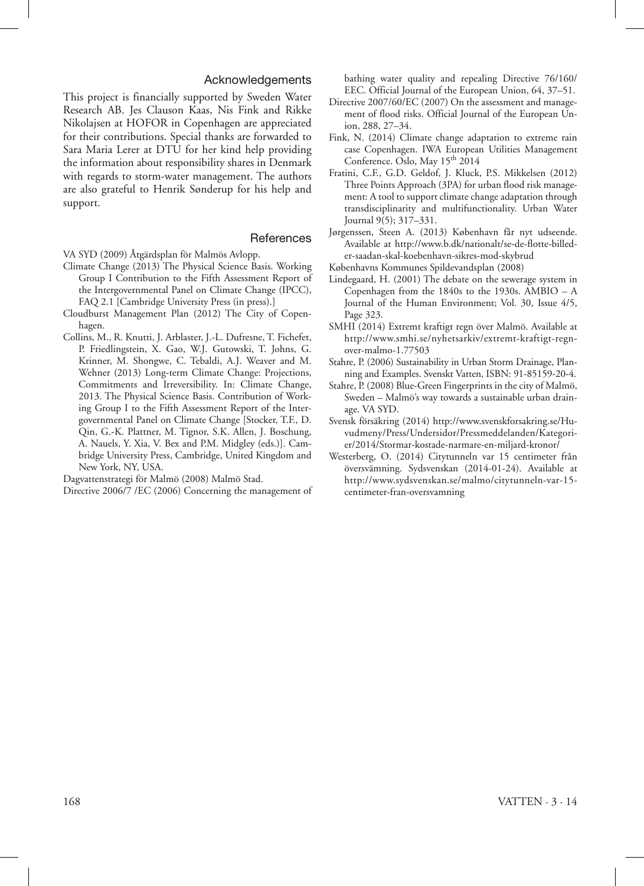## Acknowledgements

This project is financially supported by Sweden Water Research AB. Jes Clauson Kaas, Nis Fink and Rikke Nikolajsen at HOFOR in Copenhagen are appreciated for their contributions. Special thanks are forwarded to Sara Maria Lerer at DTU for her kind help providing the information about responsibility shares in Denmark with regards to storm-water management. The authors are also grateful to Henrik Sønderup for his help and support.

## References

VA SYD (2009) Åtgärdsplan för Malmös Avlopp.

Climate Change (2013) The Physical Science Basis. Working Group I Contribution to the Fifth Assessment Report of the Intergovernmental Panel on Climate Change (IPCC), FAQ 2.1 [Cambridge University Press (in press).]

Cloudburst Management Plan (2012) The City of Copenhagen.

Collins, M., R. Knutti, J. Arblaster, J.-L. Dufresne, T. Fichefet, P. Friedlingstein, X. Gao, W.J. Gutowski, T. Johns, G. Krinner, M. Shongwe, C. Tebaldi, A.J. Weaver and M. Wehner (2013) Long-term Climate Change: Projections, Commitments and Irreversibility. In: Climate Change, 2013. The Physical Science Basis. Contribution of Working Group I to the Fifth Assessment Report of the Intergovernmental Panel on Climate Change [Stocker, T.F., D. Qin, G.-K. Plattner, M. Tignor, S.K. Allen, J. Boschung, A. Nauels, Y. Xia, V. Bex and P.M. Midgley (eds.)]. Cambridge University Press, Cambridge, United Kingdom and New York, NY, USA.

Dagvattenstrategi för Malmö (2008) Malmö Stad.

Directive 2006/7 /EC (2006) Concerning the management of bathing water quality and repealing Directive 76/160/EEC. Official Journal of the European Union, 64, 37–51.

Directive 2007/60/EC (2007) On the assessment and management of flood risks. Official Journal of the European Union, 288, 27–34.

Fink, N. (2014) Climate change adaptation to extreme rain case Copenhagen. IWA European Utilities Management Conference. Oslo, May 15th 2014

Fratini, C.F., G.D. Geldof, J. Kluck, P.S. Mikkelsen (2012) Three Points Approach (3PA) for urban flood risk management: A tool to support climate change adaptation through transdisciplinarity and multifunctionality. Urban Water Journal 9(5); 317–331.

Jørgenssen, Steen A. (2013) København får nyt udseende. Available at http://www.b.dk/nationalt/se-de-flotte-billeder-saadan-skal-koebenhavn-sikres-mod-skybrud

Københavns Kommunes Spildevandsplan (2008)

Lindegaard, H. (2001) The debate on the sewerage system in Copenhagen from the 1840s to the 1930s. AMBIO – A Journal of the Human Environment; Vol. 30, Issue 4/5, Page 323.

SMHI (2014) Extremt kraftigt regn över Malmö. Available at http://www.smhi.se/nyhetsarkiv/extremt-kraftigt-regn-over-malmo-1.77503

Stahre, P. (2006) Sustainability in Urban Storm Drainage, Planning and Examples. Svenskt Vatten, ISBN: 91-85159-20-4.

Stahre, P. (2008) Blue-Green Fingerprints in the city of Malmö, Sweden – Malmö's way towards a sustainable urban drainage. VA SYD.

Svensk försäkring (2014) http://www.svenskforsakring.se/Huvudmeny/Press/Undersidor/Pressmeddelanden/Kategorier/2014/Stormar-kostade-narmare-en-miljard-kronor/

Westerberg, O. (2014) Citytunneln var 15 centimeter från översvämning. Sydsvenskan (2014-01-24). Available at http://www.sydsvenskan.se/malmo/citytunneln-var-15-centimeter-fran-oversvamning